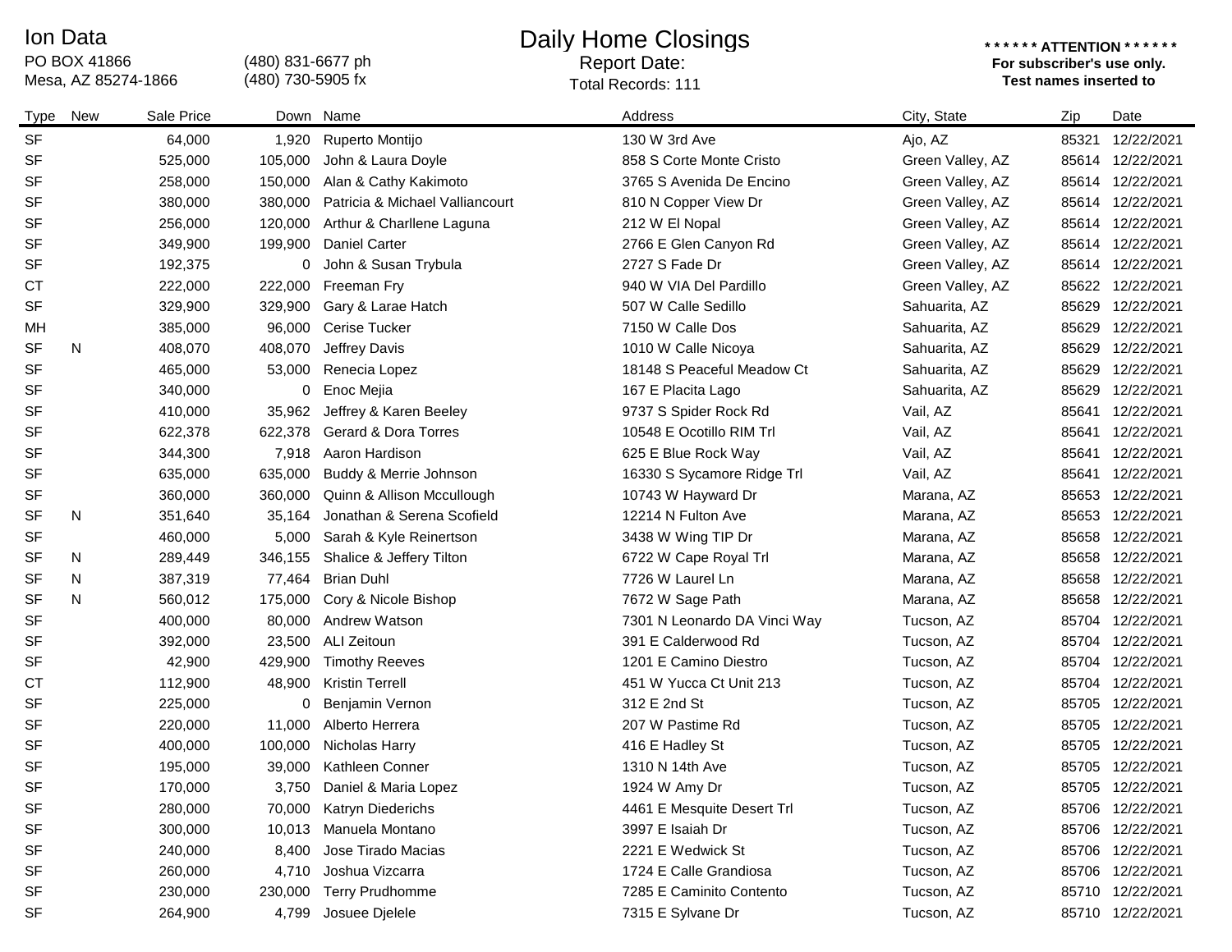Ion Data
PO BOX 41866
Mesa, AZ 85274-1866

(480) 831-6677 ph
(480) 730-5905 fx

# Daily Home Closings

Report Date:
Total Records: 111

**\* \* \* \* \* \* ATTENTION \* \* \* \* \* \***
**For subscriber's use only.**
**Test names inserted to**

| Type | New | Sale Price | Down | Name | Address | City, State | Zip | Date |
|---|---|---|---|---|---|---|---|---|
| SF | | 64,000 | 1,920 | Ruperto Montijo | 130 W 3rd Ave | Ajo, AZ | 85321 | 12/22/2021 |
| SF | | 525,000 | 105,000 | John & Laura Doyle | 858 S Corte Monte Cristo | Green Valley, AZ | 85614 | 12/22/2021 |
| SF | | 258,000 | 150,000 | Alan & Cathy Kakimoto | 3765 S Avenida De Encino | Green Valley, AZ | 85614 | 12/22/2021 |
| SF | | 380,000 | 380,000 | Patricia & Michael Valliancourt | 810 N Copper View Dr | Green Valley, AZ | 85614 | 12/22/2021 |
| SF | | 256,000 | 120,000 | Arthur & Charllene Laguna | 212 W El Nopal | Green Valley, AZ | 85614 | 12/22/2021 |
| SF | | 349,900 | 199,900 | Daniel Carter | 2766 E Glen Canyon Rd | Green Valley, AZ | 85614 | 12/22/2021 |
| SF | | 192,375 | 0 | John & Susan Trybula | 2727 S Fade Dr | Green Valley, AZ | 85614 | 12/22/2021 |
| CT | | 222,000 | 222,000 | Freeman Fry | 940 W VIA Del Pardillo | Green Valley, AZ | 85622 | 12/22/2021 |
| SF | | 329,900 | 329,900 | Gary & Larae Hatch | 507 W Calle Sedillo | Sahuarita, AZ | 85629 | 12/22/2021 |
| MH | | 385,000 | 96,000 | Cerise Tucker | 7150 W Calle Dos | Sahuarita, AZ | 85629 | 12/22/2021 |
| SF | N | 408,070 | 408,070 | Jeffrey Davis | 1010 W Calle Nicoya | Sahuarita, AZ | 85629 | 12/22/2021 |
| SF | | 465,000 | 53,000 | Renecia Lopez | 18148 S Peaceful Meadow Ct | Sahuarita, AZ | 85629 | 12/22/2021 |
| SF | | 340,000 | 0 | Enoc Mejia | 167 E Placita Lago | Sahuarita, AZ | 85629 | 12/22/2021 |
| SF | | 410,000 | 35,962 | Jeffrey & Karen Beeley | 9737 S Spider Rock Rd | Vail, AZ | 85641 | 12/22/2021 |
| SF | | 622,378 | 622,378 | Gerard & Dora Torres | 10548 E Ocotillo RIM Trl | Vail, AZ | 85641 | 12/22/2021 |
| SF | | 344,300 | 7,918 | Aaron Hardison | 625 E Blue Rock Way | Vail, AZ | 85641 | 12/22/2021 |
| SF | | 635,000 | 635,000 | Buddy & Merrie Johnson | 16330 S Sycamore Ridge Trl | Vail, AZ | 85641 | 12/22/2021 |
| SF | | 360,000 | 360,000 | Quinn & Allison Mccullough | 10743 W Hayward Dr | Marana, AZ | 85653 | 12/22/2021 |
| SF | N | 351,640 | 35,164 | Jonathan & Serena Scofield | 12214 N Fulton Ave | Marana, AZ | 85653 | 12/22/2021 |
| SF | | 460,000 | 5,000 | Sarah & Kyle Reinertson | 3438 W Wing TIP Dr | Marana, AZ | 85658 | 12/22/2021 |
| SF | N | 289,449 | 346,155 | Shalice & Jeffery Tilton | 6722 W Cape Royal Trl | Marana, AZ | 85658 | 12/22/2021 |
| SF | N | 387,319 | 77,464 | Brian Duhl | 7726 W Laurel Ln | Marana, AZ | 85658 | 12/22/2021 |
| SF | N | 560,012 | 175,000 | Cory & Nicole Bishop | 7672 W Sage Path | Marana, AZ | 85658 | 12/22/2021 |
| SF | | 400,000 | 80,000 | Andrew Watson | 7301 N Leonardo DA Vinci Way | Tucson, AZ | 85704 | 12/22/2021 |
| SF | | 392,000 | 23,500 | ALI Zeitoun | 391 E Calderwood Rd | Tucson, AZ | 85704 | 12/22/2021 |
| SF | | 42,900 | 429,900 | Timothy Reeves | 1201 E Camino Diestro | Tucson, AZ | 85704 | 12/22/2021 |
| CT | | 112,900 | 48,900 | Kristin Terrell | 451 W Yucca Ct Unit 213 | Tucson, AZ | 85704 | 12/22/2021 |
| SF | | 225,000 | 0 | Benjamin Vernon | 312 E 2nd St | Tucson, AZ | 85705 | 12/22/2021 |
| SF | | 220,000 | 11,000 | Alberto Herrera | 207 W Pastime Rd | Tucson, AZ | 85705 | 12/22/2021 |
| SF | | 400,000 | 100,000 | Nicholas Harry | 416 E Hadley St | Tucson, AZ | 85705 | 12/22/2021 |
| SF | | 195,000 | 39,000 | Kathleen Conner | 1310 N 14th Ave | Tucson, AZ | 85705 | 12/22/2021 |
| SF | | 170,000 | 3,750 | Daniel & Maria Lopez | 1924 W Amy Dr | Tucson, AZ | 85705 | 12/22/2021 |
| SF | | 280,000 | 70,000 | Katryn Diederichs | 4461 E Mesquite Desert Trl | Tucson, AZ | 85706 | 12/22/2021 |
| SF | | 300,000 | 10,013 | Manuela Montano | 3997 E Isaiah Dr | Tucson, AZ | 85706 | 12/22/2021 |
| SF | | 240,000 | 8,400 | Jose Tirado Macias | 2221 E Wedwick St | Tucson, AZ | 85706 | 12/22/2021 |
| SF | | 260,000 | 4,710 | Joshua Vizcarra | 1724 E Calle Grandiosa | Tucson, AZ | 85706 | 12/22/2021 |
| SF | | 230,000 | 230,000 | Terry Prudhomme | 7285 E Caminito Contento | Tucson, AZ | 85710 | 12/22/2021 |
| SF | | 264,900 | 4,799 | Josuee Djelele | 7315 E Sylvane Dr | Tucson, AZ | 85710 | 12/22/2021 |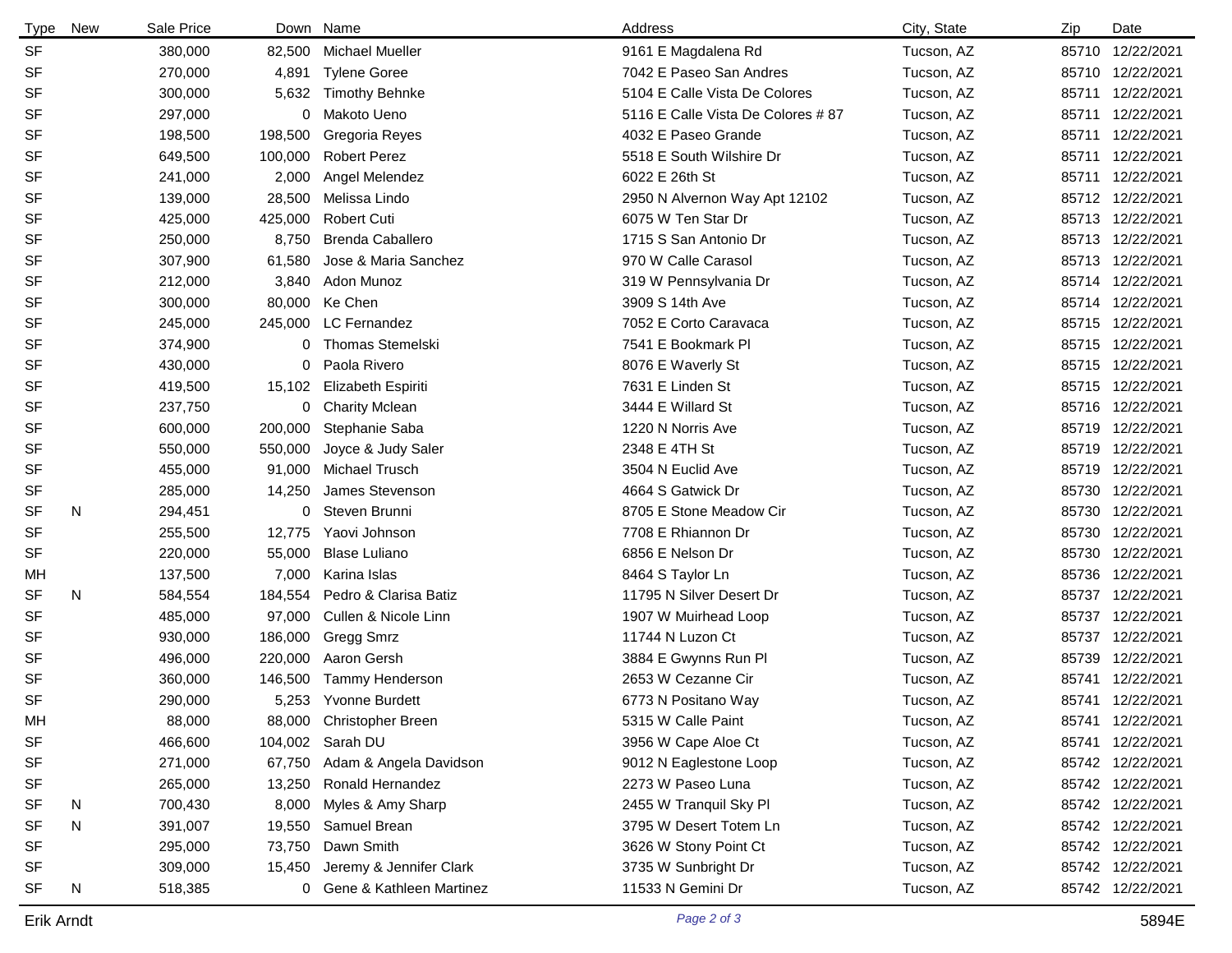| Type | New | Sale Price | Down | Name | Address | City, State | Zip | Date |
|---|---|---|---|---|---|---|---|---|
| SF | | 380,000 | 82,500 | Michael Mueller | 9161 E Magdalena Rd | Tucson, AZ | 85710 | 12/22/2021 |
| SF | | 270,000 | 4,891 | Tylene Goree | 7042 E Paseo San Andres | Tucson, AZ | 85710 | 12/22/2021 |
| SF | | 300,000 | 5,632 | Timothy Behnke | 5104 E Calle Vista De Colores | Tucson, AZ | 85711 | 12/22/2021 |
| SF | | 297,000 | 0 | Makoto Ueno | 5116 E Calle Vista De Colores # 87 | Tucson, AZ | 85711 | 12/22/2021 |
| SF | | 198,500 | 198,500 | Gregoria Reyes | 4032 E Paseo Grande | Tucson, AZ | 85711 | 12/22/2021 |
| SF | | 649,500 | 100,000 | Robert Perez | 5518 E South Wilshire Dr | Tucson, AZ | 85711 | 12/22/2021 |
| SF | | 241,000 | 2,000 | Angel Melendez | 6022 E 26th St | Tucson, AZ | 85711 | 12/22/2021 |
| SF | | 139,000 | 28,500 | Melissa Lindo | 2950 N Alvernon Way Apt 12102 | Tucson, AZ | 85712 | 12/22/2021 |
| SF | | 425,000 | 425,000 | Robert Cuti | 6075 W Ten Star Dr | Tucson, AZ | 85713 | 12/22/2021 |
| SF | | 250,000 | 8,750 | Brenda Caballero | 1715 S San Antonio Dr | Tucson, AZ | 85713 | 12/22/2021 |
| SF | | 307,900 | 61,580 | Jose & Maria Sanchez | 970 W Calle Carasol | Tucson, AZ | 85713 | 12/22/2021 |
| SF | | 212,000 | 3,840 | Adon Munoz | 319 W Pennsylvania Dr | Tucson, AZ | 85714 | 12/22/2021 |
| SF | | 300,000 | 80,000 | Ke Chen | 3909 S 14th Ave | Tucson, AZ | 85714 | 12/22/2021 |
| SF | | 245,000 | 245,000 | LC Fernandez | 7052 E Corto Caravaca | Tucson, AZ | 85715 | 12/22/2021 |
| SF | | 374,900 | 0 | Thomas Stemelski | 7541 E Bookmark Pl | Tucson, AZ | 85715 | 12/22/2021 |
| SF | | 430,000 | 0 | Paola Rivero | 8076 E Waverly St | Tucson, AZ | 85715 | 12/22/2021 |
| SF | | 419,500 | 15,102 | Elizabeth Espiriti | 7631 E Linden St | Tucson, AZ | 85715 | 12/22/2021 |
| SF | | 237,750 | 0 | Charity Mclean | 3444 E Willard St | Tucson, AZ | 85716 | 12/22/2021 |
| SF | | 600,000 | 200,000 | Stephanie Saba | 1220 N Norris Ave | Tucson, AZ | 85719 | 12/22/2021 |
| SF | | 550,000 | 550,000 | Joyce & Judy Saler | 2348 E 4TH St | Tucson, AZ | 85719 | 12/22/2021 |
| SF | | 455,000 | 91,000 | Michael Trusch | 3504 N Euclid Ave | Tucson, AZ | 85719 | 12/22/2021 |
| SF | | 285,000 | 14,250 | James Stevenson | 4664 S Gatwick Dr | Tucson, AZ | 85730 | 12/22/2021 |
| SF | N | 294,451 | 0 | Steven Brunni | 8705 E Stone Meadow Cir | Tucson, AZ | 85730 | 12/22/2021 |
| SF | | 255,500 | 12,775 | Yaovi Johnson | 7708 E Rhiannon Dr | Tucson, AZ | 85730 | 12/22/2021 |
| SF | | 220,000 | 55,000 | Blase Luliano | 6856 E Nelson Dr | Tucson, AZ | 85730 | 12/22/2021 |
| MH | | 137,500 | 7,000 | Karina Islas | 8464 S Taylor Ln | Tucson, AZ | 85736 | 12/22/2021 |
| SF | N | 584,554 | 184,554 | Pedro & Clarisa Batiz | 11795 N Silver Desert Dr | Tucson, AZ | 85737 | 12/22/2021 |
| SF | | 485,000 | 97,000 | Cullen & Nicole Linn | 1907 W Muirhead Loop | Tucson, AZ | 85737 | 12/22/2021 |
| SF | | 930,000 | 186,000 | Gregg Smrz | 11744 N Luzon Ct | Tucson, AZ | 85737 | 12/22/2021 |
| SF | | 496,000 | 220,000 | Aaron Gersh | 3884 E Gwynns Run Pl | Tucson, AZ | 85739 | 12/22/2021 |
| SF | | 360,000 | 146,500 | Tammy Henderson | 2653 W Cezanne Cir | Tucson, AZ | 85741 | 12/22/2021 |
| SF | | 290,000 | 5,253 | Yvonne Burdett | 6773 N Positano Way | Tucson, AZ | 85741 | 12/22/2021 |
| MH | | 88,000 | 88,000 | Christopher Breen | 5315 W Calle Paint | Tucson, AZ | 85741 | 12/22/2021 |
| SF | | 466,600 | 104,002 | Sarah DU | 3956 W Cape Aloe Ct | Tucson, AZ | 85741 | 12/22/2021 |
| SF | | 271,000 | 67,750 | Adam & Angela Davidson | 9012 N Eaglestone Loop | Tucson, AZ | 85742 | 12/22/2021 |
| SF | | 265,000 | 13,250 | Ronald Hernandez | 2273 W Paseo Luna | Tucson, AZ | 85742 | 12/22/2021 |
| SF | N | 700,430 | 8,000 | Myles & Amy Sharp | 2455 W Tranquil Sky Pl | Tucson, AZ | 85742 | 12/22/2021 |
| SF | N | 391,007 | 19,550 | Samuel Brean | 3795 W Desert Totem Ln | Tucson, AZ | 85742 | 12/22/2021 |
| SF | | 295,000 | 73,750 | Dawn Smith | 3626 W Stony Point Ct | Tucson, AZ | 85742 | 12/22/2021 |
| SF | | 309,000 | 15,450 | Jeremy & Jennifer Clark | 3735 W Sunbright Dr | Tucson, AZ | 85742 | 12/22/2021 |
| SF | N | 518,385 | 0 | Gene & Kathleen Martinez | 11533 N Gemini Dr | Tucson, AZ | 85742 | 12/22/2021 |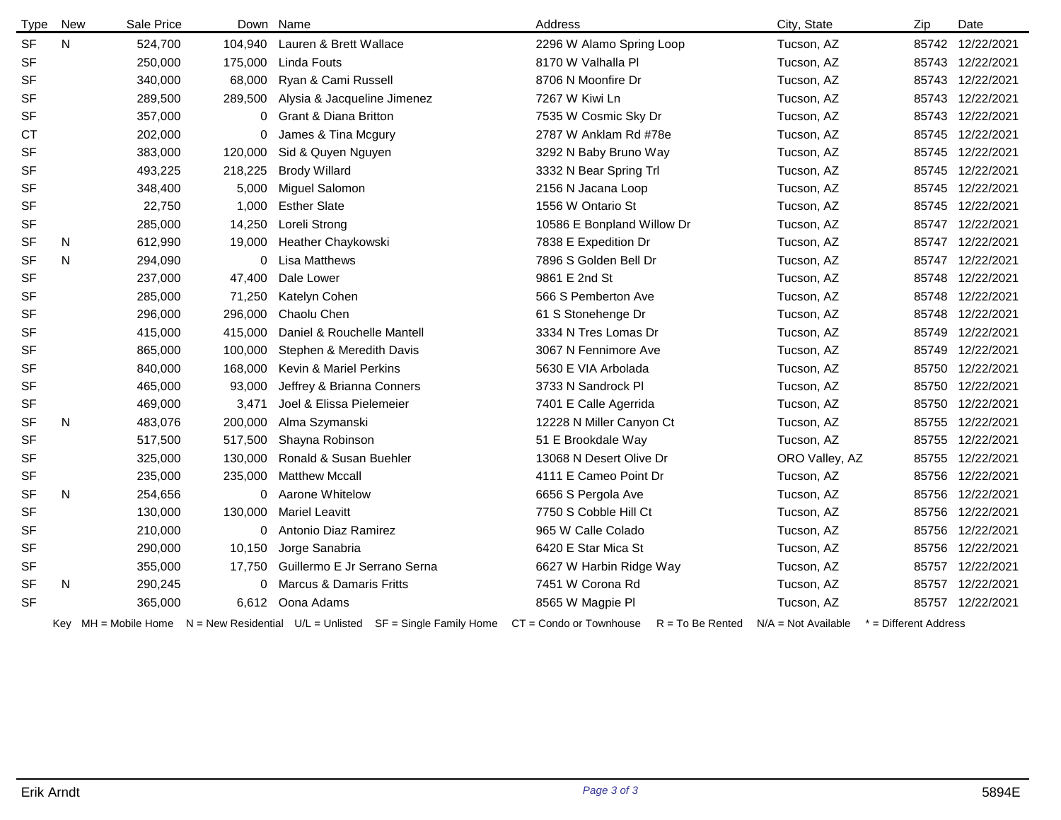| Type | New | Sale Price | Down | Name | Address | City, State | Zip | Date |
|---|---|---|---|---|---|---|---|---|
| SF | N | 524,700 | 104,940 | Lauren & Brett Wallace | 2296 W Alamo Spring Loop | Tucson, AZ | 85742 | 12/22/2021 |
| SF | | 250,000 | 175,000 | Linda Fouts | 8170 W Valhalla Pl | Tucson, AZ | 85743 | 12/22/2021 |
| SF | | 340,000 | 68,000 | Ryan & Cami Russell | 8706 N Moonfire Dr | Tucson, AZ | 85743 | 12/22/2021 |
| SF | | 289,500 | 289,500 | Alysia & Jacqueline Jimenez | 7267 W Kiwi Ln | Tucson, AZ | 85743 | 12/22/2021 |
| SF | | 357,000 | 0 | Grant & Diana Britton | 7535 W Cosmic Sky Dr | Tucson, AZ | 85743 | 12/22/2021 |
| CT | | 202,000 | 0 | James & Tina Mcgury | 2787 W Anklam Rd #78e | Tucson, AZ | 85745 | 12/22/2021 |
| SF | | 383,000 | 120,000 | Sid & Quyen Nguyen | 3292 N Baby Bruno Way | Tucson, AZ | 85745 | 12/22/2021 |
| SF | | 493,225 | 218,225 | Brody Willard | 3332 N Bear Spring Trl | Tucson, AZ | 85745 | 12/22/2021 |
| SF | | 348,400 | 5,000 | Miguel Salomon | 2156 N Jacana Loop | Tucson, AZ | 85745 | 12/22/2021 |
| SF | | 22,750 | 1,000 | Esther Slate | 1556 W Ontario St | Tucson, AZ | 85745 | 12/22/2021 |
| SF | | 285,000 | 14,250 | Loreli Strong | 10586 E Bonpland Willow Dr | Tucson, AZ | 85747 | 12/22/2021 |
| SF | N | 612,990 | 19,000 | Heather Chaykowski | 7838 E Expedition Dr | Tucson, AZ | 85747 | 12/22/2021 |
| SF | N | 294,090 | 0 | Lisa Matthews | 7896 S Golden Bell Dr | Tucson, AZ | 85747 | 12/22/2021 |
| SF | | 237,000 | 47,400 | Dale Lower | 9861 E 2nd St | Tucson, AZ | 85748 | 12/22/2021 |
| SF | | 285,000 | 71,250 | Katelyn Cohen | 566 S Pemberton Ave | Tucson, AZ | 85748 | 12/22/2021 |
| SF | | 296,000 | 296,000 | Chaolu Chen | 61 S Stonehenge Dr | Tucson, AZ | 85748 | 12/22/2021 |
| SF | | 415,000 | 415,000 | Daniel & Rouchelle Mantell | 3334 N Tres Lomas Dr | Tucson, AZ | 85749 | 12/22/2021 |
| SF | | 865,000 | 100,000 | Stephen & Meredith Davis | 3067 N Fennimore Ave | Tucson, AZ | 85749 | 12/22/2021 |
| SF | | 840,000 | 168,000 | Kevin & Mariel Perkins | 5630 E VIA Arbolada | Tucson, AZ | 85750 | 12/22/2021 |
| SF | | 465,000 | 93,000 | Jeffrey & Brianna Conners | 3733 N Sandrock Pl | Tucson, AZ | 85750 | 12/22/2021 |
| SF | | 469,000 | 3,471 | Joel & Elissa Pielemeier | 7401 E Calle Agerrida | Tucson, AZ | 85750 | 12/22/2021 |
| SF | N | 483,076 | 200,000 | Alma Szymanski | 12228 N Miller Canyon Ct | Tucson, AZ | 85755 | 12/22/2021 |
| SF | | 517,500 | 517,500 | Shayna Robinson | 51 E Brookdale Way | Tucson, AZ | 85755 | 12/22/2021 |
| SF | | 325,000 | 130,000 | Ronald & Susan Buehler | 13068 N Desert Olive Dr | ORO Valley, AZ | 85755 | 12/22/2021 |
| SF | | 235,000 | 235,000 | Matthew Mccall | 4111 E Cameo Point Dr | Tucson, AZ | 85756 | 12/22/2021 |
| SF | N | 254,656 | 0 | Aarone Whitelow | 6656 S Pergola Ave | Tucson, AZ | 85756 | 12/22/2021 |
| SF | | 130,000 | 130,000 | Mariel Leavitt | 7750 S Cobble Hill Ct | Tucson, AZ | 85756 | 12/22/2021 |
| SF | | 210,000 | 0 | Antonio Diaz Ramirez | 965 W Calle Colado | Tucson, AZ | 85756 | 12/22/2021 |
| SF | | 290,000 | 10,150 | Jorge Sanabria | 6420 E Star Mica St | Tucson, AZ | 85756 | 12/22/2021 |
| SF | | 355,000 | 17,750 | Guillermo E Jr Serrano Serna | 6627 W Harbin Ridge Way | Tucson, AZ | 85757 | 12/22/2021 |
| SF | N | 290,245 | 0 | Marcus & Damaris Fritts | 7451 W Corona Rd | Tucson, AZ | 85757 | 12/22/2021 |
| SF | | 365,000 | 6,612 | Oona Adams | 8565 W Magpie Pl | Tucson, AZ | 85757 | 12/22/2021 |

Key MH = Mobile Home N = New Residential U/L = Unlisted SF = Single Family Home CT = Condo or Townhouse R = To Be Rented N/A = Not Available * = Different Address

Erik Arndt 5894E